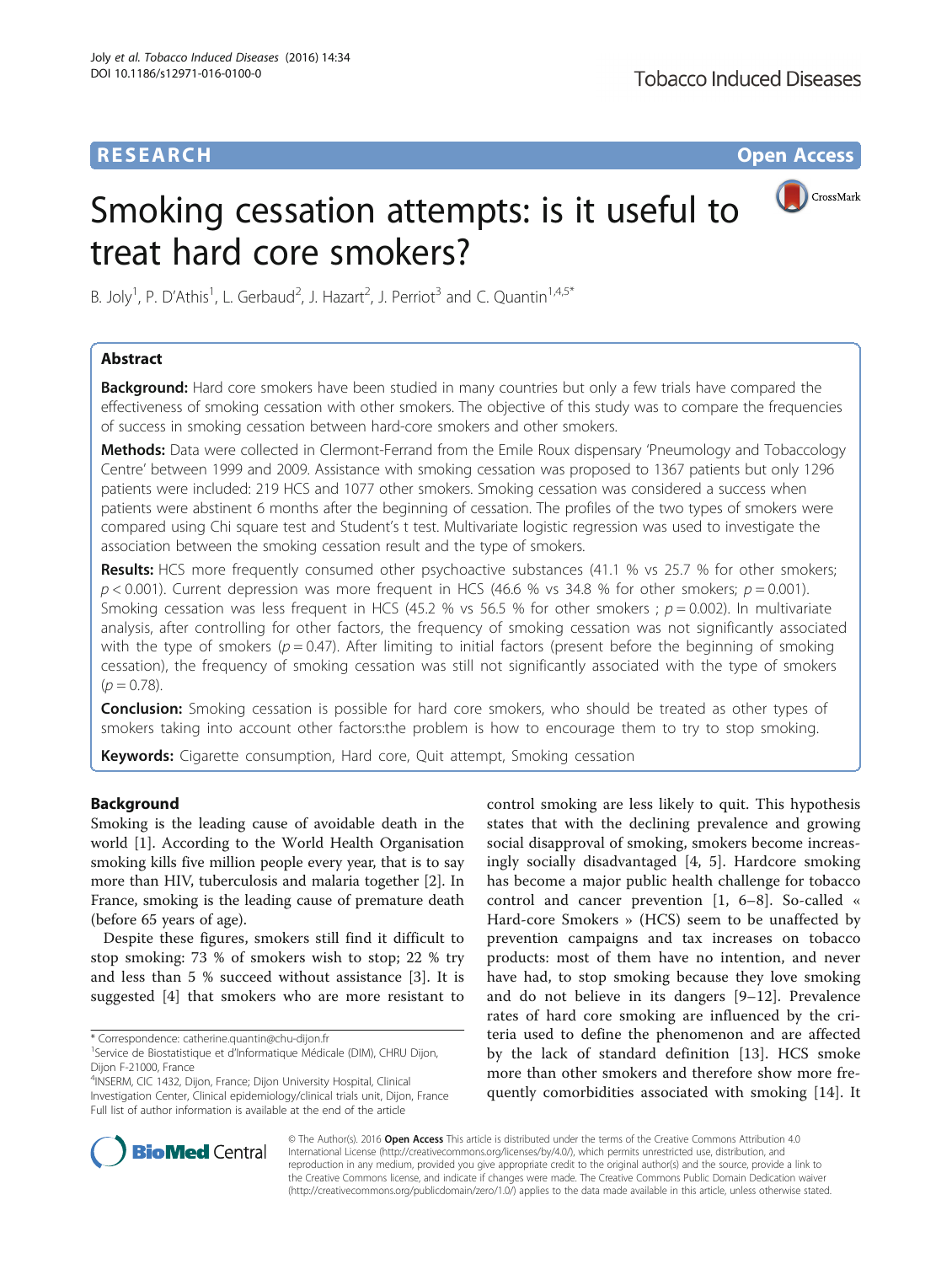RESEARCH Open Access

# Smoking cessation attempts: is it useful to treat hard core smokers?

B. Joly[1], P. D'Athis[1], L. Gerbaud[2], J. Hazart[2], J. Perriot[3] and C. Quantin[1,4,5*]

## Abstract

**Background:** Hard core smokers have been studied in many countries but only a few trials have compared the effectiveness of smoking cessation with other smokers. The objective of this study was to compare the frequencies of success in smoking cessation between hard-core smokers and other smokers.

**Methods:** Data were collected in Clermont-Ferrand from the Emile Roux dispensary 'Pneumology and Tobaccology Centre' between 1999 and 2009. Assistance with smoking cessation was proposed to 1367 patients but only 1296 patients were included: 219 HCS and 1077 other smokers. Smoking cessation was considered a success when patients were abstinent 6 months after the beginning of cessation. The profiles of the two types of smokers were compared using Chi square test and Student's t test. Multivariate logistic regression was used to investigate the association between the smoking cessation result and the type of smokers.

**Results:** HCS more frequently consumed other psychoactive substances (41.1 % vs 25.7 % for other smokers; $p < 0.001$). Current depression was more frequent in HCS (46.6 % vs 34.8 % for other smokers; $p = 0.001$). Smoking cessation was less frequent in HCS (45.2 % vs 56.5 % for other smokers ; $p = 0.002$). In multivariate analysis, after controlling for other factors, the frequency of smoking cessation was not significantly associated with the type of smokers ($p = 0.47$). After limiting to initial factors (present before the beginning of smoking cessation), the frequency of smoking cessation was still not significantly associated with the type of smokers ($p = 0.78$).

**Conclusion:** Smoking cessation is possible for hard core smokers, who should be treated as other types of smokers taking into account other factors:the problem is how to encourage them to try to stop smoking.

**Keywords:** Cigarette consumption, Hard core, Quit attempt, Smoking cessation

## Background

Smoking is the leading cause of avoidable death in the world [1]. According to the World Health Organisation smoking kills five million people every year, that is to say more than HIV, tuberculosis and malaria together [2]. In France, smoking is the leading cause of premature death (before 65 years of age).

Despite these figures, smokers still find it difficult to stop smoking: 73 % of smokers wish to stop; 22 % try and less than 5 % succeed without assistance [3]. It is suggested [4] that smokers who are more resistant to control smoking are less likely to quit. This hypothesis states that with the declining prevalence and growing social disapproval of smoking, smokers become increasingly socially disadvantaged [4, 5]. Hardcore smoking has become a major public health challenge for tobacco control and cancer prevention [1, 6–8]. So-called « Hard-core Smokers » (HCS) seem to be unaffected by prevention campaigns and tax increases on tobacco products: most of them have no intention, and never have had, to stop smoking because they love smoking and do not believe in its dangers [9–12]. Prevalence rates of hard core smoking are influenced by the criteria used to define the phenomenon and are affected by the lack of standard definition [13]. HCS smoke more than other smokers and therefore show more frequently comorbidities associated with smoking [14]. It

\* Correspondence: catherine.quantin@chu-dijon.fr

[1]Service de Biostatistique et d'Informatique Médicale (DIM), CHRU Dijon, Dijon F-21000, France

[4]INSERM, CIC 1432, Dijon, France; Dijon University Hospital, Clinical Investigation Center, Clinical epidemiology/clinical trials unit, Dijon, France

Full list of author information is available at the end of the article

© The Author(s). 2016 **Open Access** This article is distributed under the terms of the Creative Commons Attribution 4.0 International License (http://creativecommons.org/licenses/by/4.0/), which permits unrestricted use, distribution, and reproduction in any medium, provided you give appropriate credit to the original author(s) and the source, provide a link to the Creative Commons license, and indicate if changes were made. The Creative Commons Public Domain Dedication waiver (http://creativecommons.org/publicdomain/zero/1.0/) applies to the data made available in this article, unless otherwise stated.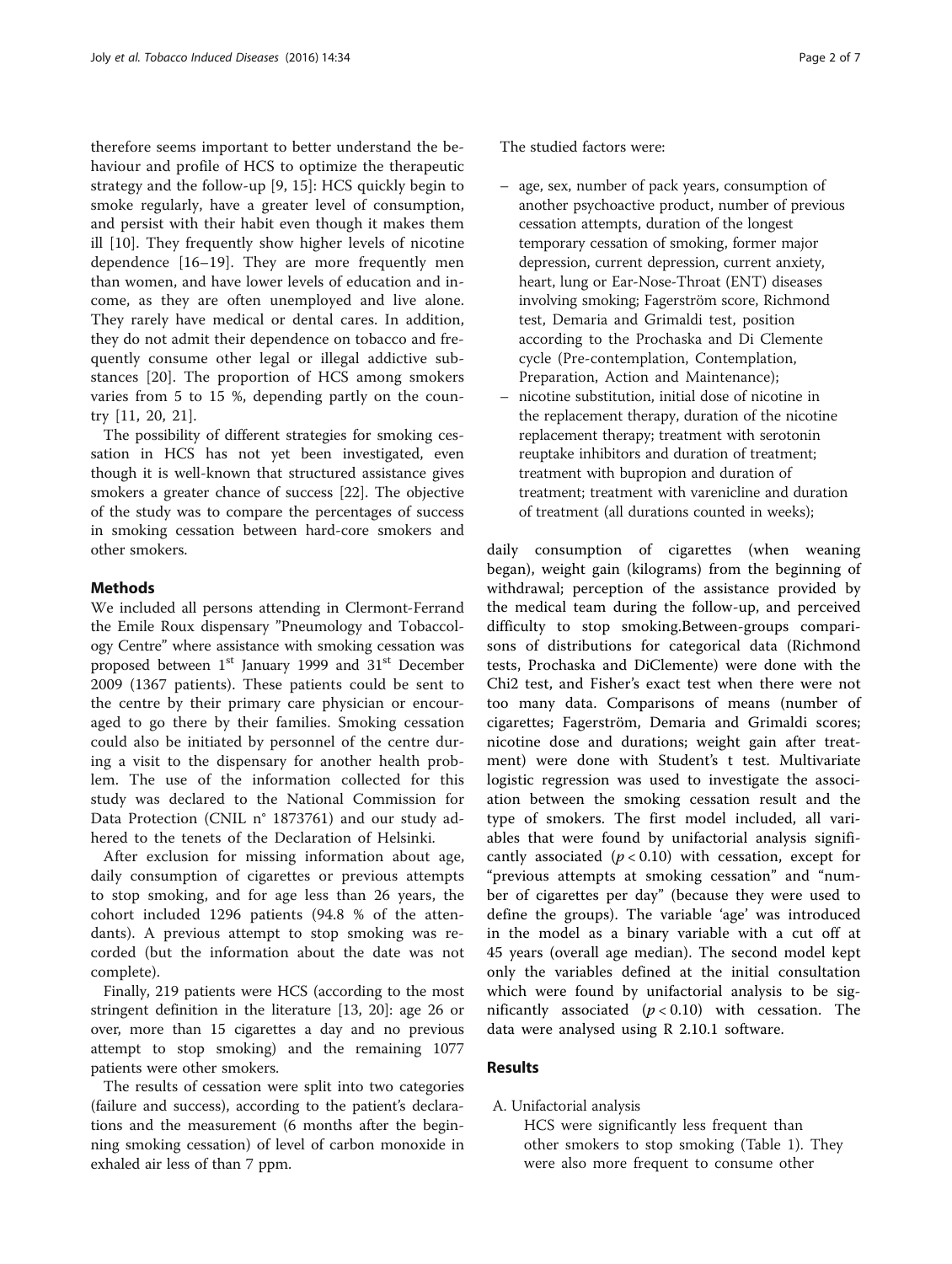therefore seems important to better understand the behaviour and profile of HCS to optimize the therapeutic strategy and the follow-up [9, 15]: HCS quickly begin to smoke regularly, have a greater level of consumption, and persist with their habit even though it makes them ill [10]. They frequently show higher levels of nicotine dependence [16–19]. They are more frequently men than women, and have lower levels of education and income, as they are often unemployed and live alone. They rarely have medical or dental cares. In addition, they do not admit their dependence on tobacco and frequently consume other legal or illegal addictive substances [20]. The proportion of HCS among smokers varies from 5 to 15 %, depending partly on the country [11, 20, 21].

The possibility of different strategies for smoking cessation in HCS has not yet been investigated, even though it is well-known that structured assistance gives smokers a greater chance of success [22]. The objective of the study was to compare the percentages of success in smoking cessation between hard-core smokers and other smokers.

## Methods

We included all persons attending in Clermont-Ferrand the Emile Roux dispensary "Pneumology and Tobaccology Centre" where assistance with smoking cessation was proposed between 1st January 1999 and 31st December 2009 (1367 patients). These patients could be sent to the centre by their primary care physician or encouraged to go there by their families. Smoking cessation could also be initiated by personnel of the centre during a visit to the dispensary for another health problem. The use of the information collected for this study was declared to the National Commission for Data Protection (CNIL n° 1873761) and our study adhered to the tenets of the Declaration of Helsinki.

After exclusion for missing information about age, daily consumption of cigarettes or previous attempts to stop smoking, and for age less than 26 years, the cohort included 1296 patients (94.8 % of the attendants). A previous attempt to stop smoking was recorded (but the information about the date was not complete).

Finally, 219 patients were HCS (according to the most stringent definition in the literature [13, 20]: age 26 or over, more than 15 cigarettes a day and no previous attempt to stop smoking) and the remaining 1077 patients were other smokers.

The results of cessation were split into two categories (failure and success), according to the patient's declarations and the measurement (6 months after the beginning smoking cessation) of level of carbon monoxide in exhaled air less of than 7 ppm.

The studied factors were:

- age, sex, number of pack years, consumption of another psychoactive product, number of previous cessation attempts, duration of the longest temporary cessation of smoking, former major depression, current depression, current anxiety, heart, lung or Ear-Nose-Throat (ENT) diseases involving smoking; Fagerström score, Richmond test, Demaria and Grimaldi test, position according to the Prochaska and Di Clemente cycle (Pre-contemplation, Contemplation, Preparation, Action and Maintenance);
- nicotine substitution, initial dose of nicotine in the replacement therapy, duration of the nicotine replacement therapy; treatment with serotonin reuptake inhibitors and duration of treatment; treatment with bupropion and duration of treatment; treatment with varenicline and duration of treatment (all durations counted in weeks);

daily consumption of cigarettes (when weaning began), weight gain (kilograms) from the beginning of withdrawal; perception of the assistance provided by the medical team during the follow-up, and perceived difficulty to stop smoking.Between-groups comparisons of distributions for categorical data (Richmond tests, Prochaska and DiClemente) were done with the Chi2 test, and Fisher's exact test when there were not too many data. Comparisons of means (number of cigarettes; Fagerström, Demaria and Grimaldi scores; nicotine dose and durations; weight gain after treatment) were done with Student's t test. Multivariate logistic regression was used to investigate the association between the smoking cessation result and the type of smokers. The first model included, all variables that were found by unifactorial analysis significantly associated ($p < 0.10$) with cessation, except for "previous attempts at smoking cessation" and "number of cigarettes per day" (because they were used to define the groups). The variable 'age' was introduced in the model as a binary variable with a cut off at 45 years (overall age median). The second model kept only the variables defined at the initial consultation which were found by unifactorial analysis to be significantly associated ($p < 0.10$) with cessation. The data were analysed using R 2.10.1 software.

## Results

A. Unifactorial analysis

HCS were significantly less frequent than other smokers to stop smoking (Table 1). They were also more frequent to consume other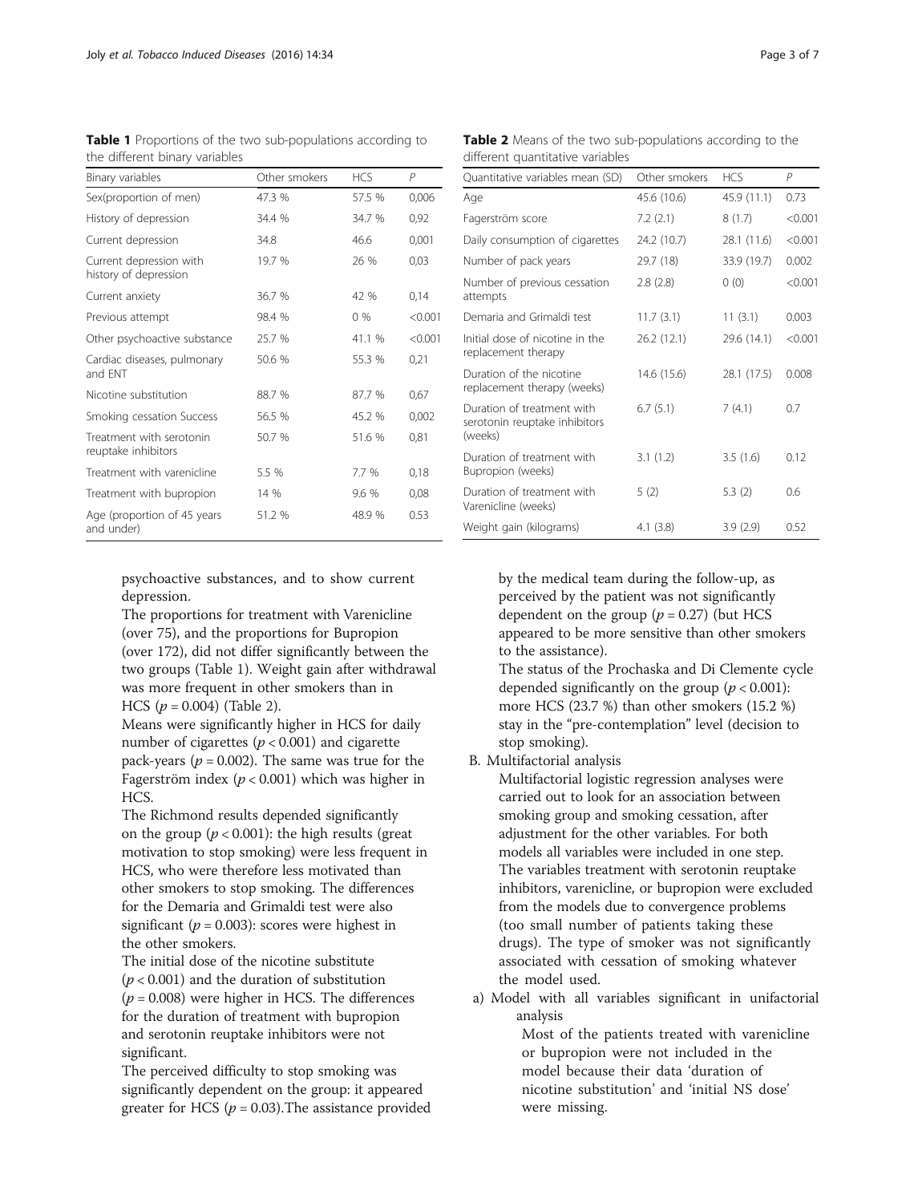**Table 1** Proportions of the two sub-populations according to the different binary variables

| Binary variables | Other smokers | HCS | P |
|---|---|---|---|
| Sex(proportion of men) | 47.3 % | 57.5 % | 0,006 |
| History of depression | 34.4 % | 34.7 % | 0,92 |
| Current depression | 34.8 | 46.6 | 0,001 |
| Current depression with history of depression | 19.7 % | 26 % | 0,03 |
| Current anxiety | 36.7 % | 42 % | 0,14 |
| Previous attempt | 98.4 % | 0 % | <0.001 |
| Other psychoactive substance | 25.7 % | 41.1 % | <0.001 |
| Cardiac diseases, pulmonary and ENT | 50.6 % | 55.3 % | 0,21 |
| Nicotine substitution | 88.7 % | 87.7 % | 0,67 |
| Smoking cessation Success | 56.5 % | 45.2 % | 0,002 |
| Treatment with serotonin reuptake inhibitors | 50.7 % | 51.6 % | 0,81 |
| Treatment with varenicline | 5.5 % | 7.7 % | 0,18 |
| Treatment with bupropion | 14 % | 9.6 % | 0,08 |
| Age (proportion of 45 years and under) | 51.2 % | 48.9 % | 0.53 |

**Table 2** Means of the two sub-populations according to the different quantitative variables

| Quantitative variables mean (SD) | Other smokers | HCS | P |
|---|---|---|---|
| Age | 45.6 (10.6) | 45.9 (11.1) | 0.73 |
| Fagerström score | 7.2 (2.1) | 8 (1.7) | <0.001 |
| Daily consumption of cigarettes | 24.2 (10.7) | 28.1 (11.6) | <0.001 |
| Number of pack years | 29.7 (18) | 33.9 (19.7) | 0.002 |
| Number of previous cessation attempts | 2.8 (2.8) | 0 (0) | <0.001 |
| Demaria and Grimaldi test | 11.7 (3.1) | 11 (3.1) | 0.003 |
| Initial dose of nicotine in the replacement therapy | 26.2 (12.1) | 29.6 (14.1) | <0.001 |
| Duration of the nicotine replacement therapy (weeks) | 14.6 (15.6) | 28.1 (17.5) | 0.008 |
| Duration of treatment with serotonin reuptake inhibitors (weeks) | 6.7 (5.1) | 7 (4.1) | 0.7 |
| Duration of treatment with Bupropion (weeks) | 3.1 (1.2) | 3.5 (1.6) | 0.12 |
| Duration of treatment with Varenicline (weeks) | 5 (2) | 5.3 (2) | 0.6 |
| Weight gain (kilograms) | 4.1 (3.8) | 3.9 (2.9) | 0.52 |

psychoactive substances, and to show current depression.

The proportions for treatment with Varenicline (over 75), and the proportions for Bupropion (over 172), did not differ significantly between the two groups (Table 1). Weight gain after withdrawal was more frequent in other smokers than in HCS ($p = 0.004$) (Table 2).

Means were significantly higher in HCS for daily number of cigarettes ($p < 0.001$) and cigarette pack-years ($p = 0.002$). The same was true for the Fagerström index ($p < 0.001$) which was higher in HCS.

The Richmond results depended significantly on the group ($p < 0.001$): the high results (great motivation to stop smoking) were less frequent in HCS, who were therefore less motivated than other smokers to stop smoking. The differences for the Demaria and Grimaldi test were also significant ($p = 0.003$): scores were highest in the other smokers.

The initial dose of the nicotine substitute ($p < 0.001$) and the duration of substitution ($p = 0.008$) were higher in HCS. The differences for the duration of treatment with bupropion and serotonin reuptake inhibitors were not significant.

The perceived difficulty to stop smoking was significantly dependent on the group: it appeared greater for HCS ($p = 0.03$).The assistance provided by the medical team during the follow-up, as perceived by the patient was not significantly dependent on the group ($p = 0.27$) (but HCS appeared to be more sensitive than other smokers to the assistance).

The status of the Prochaska and Di Clemente cycle depended significantly on the group ($p < 0.001$): more HCS (23.7 %) than other smokers (15.2 %) stay in the "pre-contemplation" level (decision to stop smoking).

B. Multifactorial analysis

Multifactorial logistic regression analyses were carried out to look for an association between smoking group and smoking cessation, after adjustment for the other variables. For both models all variables were included in one step. The variables treatment with serotonin reuptake inhibitors, varenicline, or bupropion were excluded from the models due to convergence problems (too small number of patients taking these drugs). The type of smoker was not significantly associated with cessation of smoking whatever the model used.

a) Model with all variables significant in unifactorial analysis

Most of the patients treated with varenicline or bupropion were not included in the model because their data 'duration of nicotine substitution' and 'initial NS dose' were missing.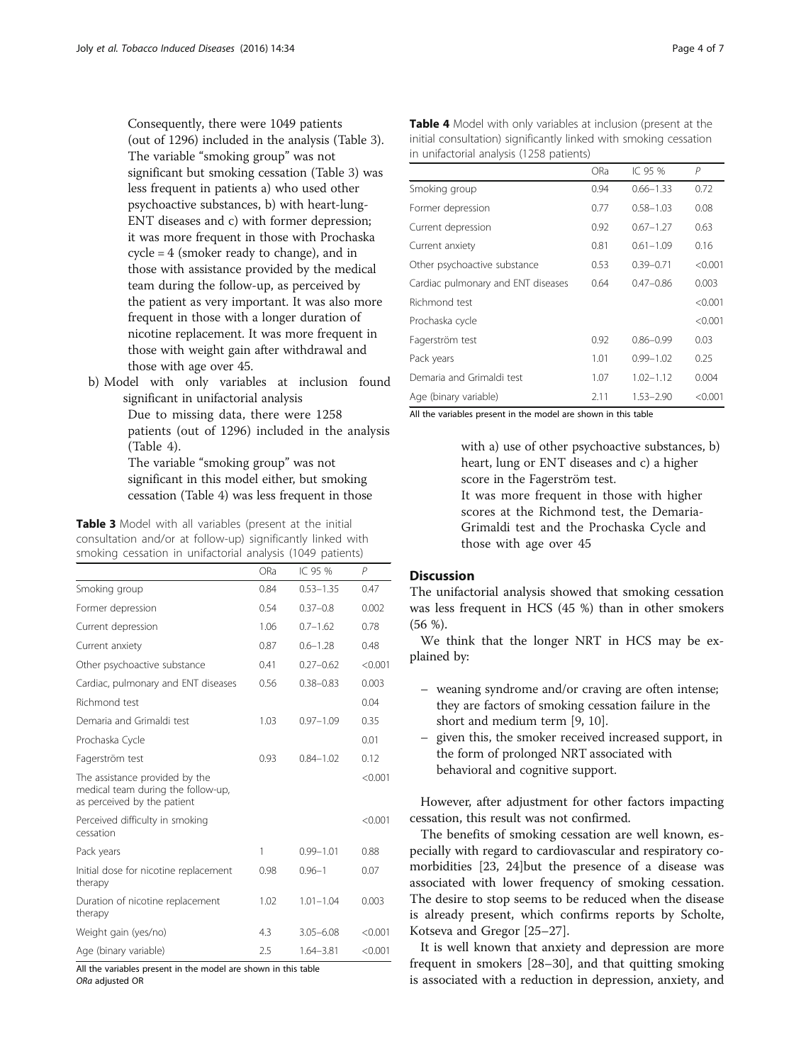Consequently, there were 1049 patients (out of 1296) included in the analysis (Table 3). The variable "smoking group" was not significant but smoking cessation (Table 3) was less frequent in patients a) who used other psychoactive substances, b) with heart-lung-ENT diseases and c) with former depression; it was more frequent in those with Prochaska cycle = 4 (smoker ready to change), and in those with assistance provided by the medical team during the follow-up, as perceived by the patient as very important. It was also more frequent in those with a longer duration of nicotine replacement. It was more frequent in those with weight gain after withdrawal and those with age over 45.

b) Model with only variables at inclusion found significant in unifactorial analysis

Due to missing data, there were 1258 patients (out of 1296) included in the analysis (Table 4).

The variable "smoking group" was not significant in this model either, but smoking cessation (Table 4) was less frequent in those with a) use of other psychoactive substances, b) heart, lung or ENT diseases and c) a higher score in the Fagerström test.

It was more frequent in those with higher scores at the Richmond test, the Demaria-Grimaldi test and the Prochaska Cycle and those with age over 45

**Table 3** Model with all variables (present at the initial consultation and/or at follow-up) significantly linked with smoking cessation in unifactorial analysis (1049 patients)

| | ORa | IC 95 % | P |
|---|---|---|---|
| Smoking group | 0.84 | 0.53–1.35 | 0.47 |
| Former depression | 0.54 | 0.37–0.8 | 0.002 |
| Current depression | 1.06 | 0.7–1.62 | 0.78 |
| Current anxiety | 0.87 | 0.6–1.28 | 0.48 |
| Other psychoactive substance | 0.41 | 0.27–0.62 | <0.001 |
| Cardiac, pulmonary and ENT diseases | 0.56 | 0.38–0.83 | 0.003 |
| Richmond test | | | 0.04 |
| Demaria and Grimaldi test | 1.03 | 0.97–1.09 | 0.35 |
| Prochaska Cycle | | | 0.01 |
| Fagerström test | 0.93 | 0.84–1.02 | 0.12 |
| The assistance provided by the medical team during the follow-up, as perceived by the patient | | | <0.001 |
| Perceived difficulty in smoking cessation | | | <0.001 |
| Pack years | 1 | 0.99–1.01 | 0.88 |
| Initial dose for nicotine replacement therapy | 0.98 | 0.96–1 | 0.07 |
| Duration of nicotine replacement therapy | 1.02 | 1.01–1.04 | 0.003 |
| Weight gain (yes/no) | 4.3 | 3.05–6.08 | <0.001 |
| Age (binary variable) | 2.5 | 1.64–3.81 | <0.001 |

All the variables present in the model are shown in this table
*ORa* adjusted OR

**Table 4** Model with only variables at inclusion (present at the initial consultation) significantly linked with smoking cessation in unifactorial analysis (1258 patients)

| | ORa | IC 95 % | P |
|---|---|---|---|
| Smoking group | 0.94 | 0.66–1.33 | 0.72 |
| Former depression | 0.77 | 0.58–1.03 | 0.08 |
| Current depression | 0.92 | 0.67–1.27 | 0.63 |
| Current anxiety | 0.81 | 0.61–1.09 | 0.16 |
| Other psychoactive substance | 0.53 | 0.39–0.71 | <0.001 |
| Cardiac pulmonary and ENT diseases | 0.64 | 0.47–0.86 | 0.003 |
| Richmond test | | | <0.001 |
| Prochaska cycle | | | <0.001 |
| Fagerström test | 0.92 | 0.86–0.99 | 0.03 |
| Pack years | 1.01 | 0.99–1.02 | 0.25 |
| Demaria and Grimaldi test | 1.07 | 1.02–1.12 | 0.004 |
| Age (binary variable) | 2.11 | 1.53–2.90 | <0.001 |

All the variables present in the model are shown in this table

## Discussion

The unifactorial analysis showed that smoking cessation was less frequent in HCS (45 %) than in other smokers (56 %).

We think that the longer NRT in HCS may be explained by:

– weaning syndrome and/or craving are often intense; they are factors of smoking cessation failure in the short and medium term [9, 10].
– given this, the smoker received increased support, in the form of prolonged NRT associated with behavioral and cognitive support.

However, after adjustment for other factors impacting cessation, this result was not confirmed.

The benefits of smoking cessation are well known, especially with regard to cardiovascular and respiratory co-morbidities [23, 24]but the presence of a disease was associated with lower frequency of smoking cessation. The desire to stop seems to be reduced when the disease is already present, which confirms reports by Scholte, Kotseva and Gregor [25–27].

It is well known that anxiety and depression are more frequent in smokers [28–30], and that quitting smoking is associated with a reduction in depression, anxiety, and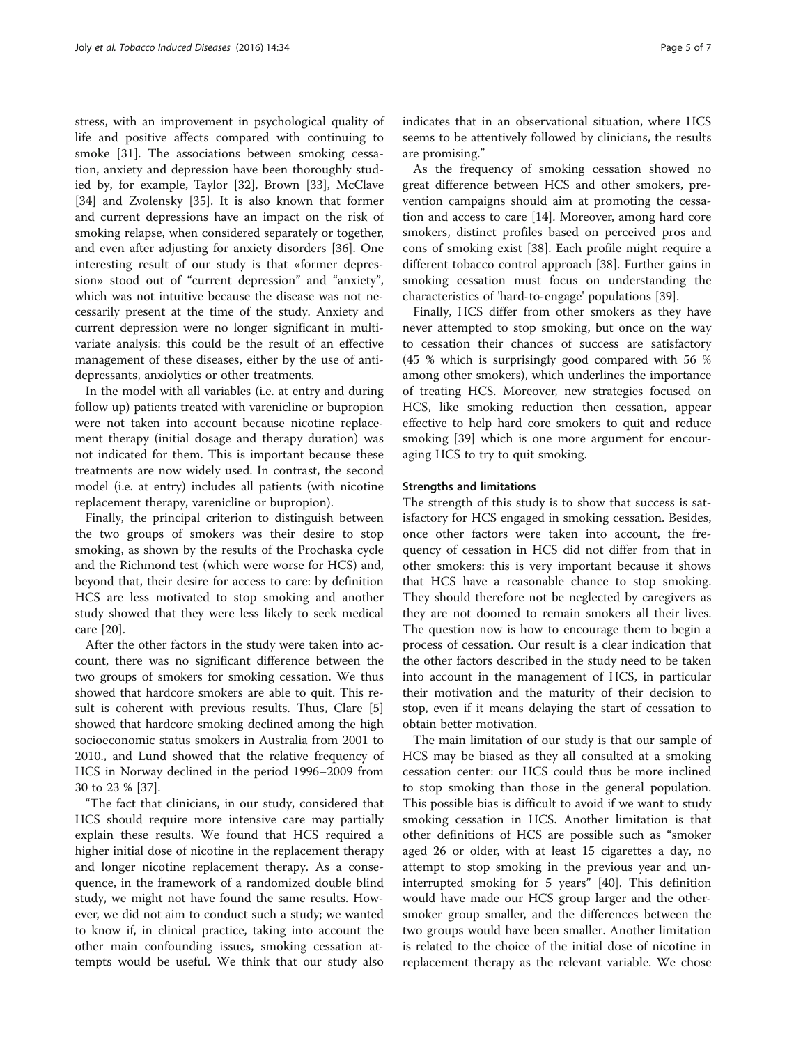stress, with an improvement in psychological quality of life and positive affects compared with continuing to smoke [31]. The associations between smoking cessation, anxiety and depression have been thoroughly studied by, for example, Taylor [32], Brown [33], McClave [34] and Zvolensky [35]. It is also known that former and current depressions have an impact on the risk of smoking relapse, when considered separately or together, and even after adjusting for anxiety disorders [36]. One interesting result of our study is that «former depression» stood out of "current depression" and "anxiety", which was not intuitive because the disease was not necessarily present at the time of the study. Anxiety and current depression were no longer significant in multivariate analysis: this could be the result of an effective management of these diseases, either by the use of antidepressants, anxiolytics or other treatments.

In the model with all variables (i.e. at entry and during follow up) patients treated with varenicline or bupropion were not taken into account because nicotine replacement therapy (initial dosage and therapy duration) was not indicated for them. This is important because these treatments are now widely used. In contrast, the second model (i.e. at entry) includes all patients (with nicotine replacement therapy, varenicline or bupropion).

Finally, the principal criterion to distinguish between the two groups of smokers was their desire to stop smoking, as shown by the results of the Prochaska cycle and the Richmond test (which were worse for HCS) and, beyond that, their desire for access to care: by definition HCS are less motivated to stop smoking and another study showed that they were less likely to seek medical care [20].

After the other factors in the study were taken into account, there was no significant difference between the two groups of smokers for smoking cessation. We thus showed that hardcore smokers are able to quit. This result is coherent with previous results. Thus, Clare [5] showed that hardcore smoking declined among the high socioeconomic status smokers in Australia from 2001 to 2010., and Lund showed that the relative frequency of HCS in Norway declined in the period 1996–2009 from 30 to 23 % [37].

"The fact that clinicians, in our study, considered that HCS should require more intensive care may partially explain these results. We found that HCS required a higher initial dose of nicotine in the replacement therapy and longer nicotine replacement therapy. As a consequence, in the framework of a randomized double blind study, we might not have found the same results. However, we did not aim to conduct such a study; we wanted to know if, in clinical practice, taking into account the other main confounding issues, smoking cessation attempts would be useful. We think that our study also indicates that in an observational situation, where HCS seems to be attentively followed by clinicians, the results are promising."

As the frequency of smoking cessation showed no great difference between HCS and other smokers, prevention campaigns should aim at promoting the cessation and access to care [14]. Moreover, among hard core smokers, distinct profiles based on perceived pros and cons of smoking exist [38]. Each profile might require a different tobacco control approach [38]. Further gains in smoking cessation must focus on understanding the characteristics of 'hard-to-engage' populations [39].

Finally, HCS differ from other smokers as they have never attempted to stop smoking, but once on the way to cessation their chances of success are satisfactory (45 % which is surprisingly good compared with 56 % among other smokers), which underlines the importance of treating HCS. Moreover, new strategies focused on HCS, like smoking reduction then cessation, appear effective to help hard core smokers to quit and reduce smoking [39] which is one more argument for encouraging HCS to try to quit smoking.

### Strengths and limitations

The strength of this study is to show that success is satisfactory for HCS engaged in smoking cessation. Besides, once other factors were taken into account, the frequency of cessation in HCS did not differ from that in other smokers: this is very important because it shows that HCS have a reasonable chance to stop smoking. They should therefore not be neglected by caregivers as they are not doomed to remain smokers all their lives. The question now is how to encourage them to begin a process of cessation. Our result is a clear indication that the other factors described in the study need to be taken into account in the management of HCS, in particular their motivation and the maturity of their decision to stop, even if it means delaying the start of cessation to obtain better motivation.

The main limitation of our study is that our sample of HCS may be biased as they all consulted at a smoking cessation center: our HCS could thus be more inclined to stop smoking than those in the general population. This possible bias is difficult to avoid if we want to study smoking cessation in HCS. Another limitation is that other definitions of HCS are possible such as "smoker aged 26 or older, with at least 15 cigarettes a day, no attempt to stop smoking in the previous year and uninterrupted smoking for 5 years" [40]. This definition would have made our HCS group larger and the other-smoker group smaller, and the differences between the two groups would have been smaller. Another limitation is related to the choice of the initial dose of nicotine in replacement therapy as the relevant variable. We chose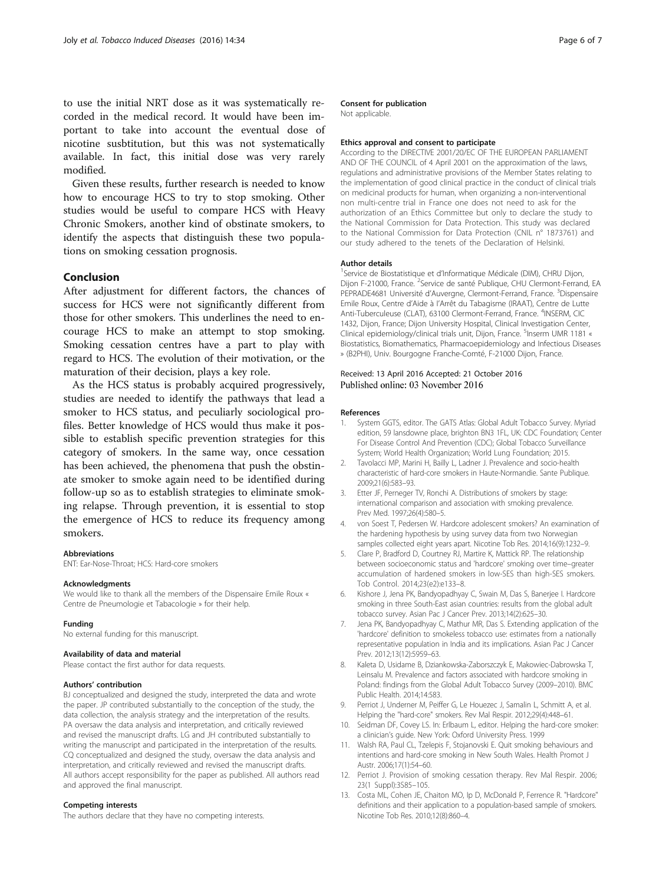to use the initial NRT dose as it was systematically recorded in the medical record. It would have been important to take into account the eventual dose of nicotine susbstitution, but this was not systematically available. In fact, this initial dose was very rarely modified.

Given these results, further research is needed to know how to encourage HCS to try to stop smoking. Other studies would be useful to compare HCS with Heavy Chronic Smokers, another kind of obstinate smokers, to identify the aspects that distinguish these two populations on smoking cessation prognosis.

## Conclusion

After adjustment for different factors, the chances of success for HCS were not significantly different from those for other smokers. This underlines the need to encourage HCS to make an attempt to stop smoking. Smoking cessation centres have a part to play with regard to HCS. The evolution of their motivation, or the maturation of their decision, plays a key role.

As the HCS status is probably acquired progressively, studies are needed to identify the pathways that lead a smoker to HCS status, and peculiarly sociological profiles. Better knowledge of HCS would thus make it possible to establish specific prevention strategies for this category of smokers. In the same way, once cessation has been achieved, the phenomena that push the obstinate smoker to smoke again need to be identified during follow-up so as to establish strategies to eliminate smoking relapse. Through prevention, it is essential to stop the emergence of HCS to reduce its frequency among smokers.

#### Abbreviations

ENT: Ear-Nose-Throat; HCS: Hard-core smokers

#### Acknowledgments

We would like to thank all the members of the Dispensaire Emile Roux « Centre de Pneumologie et Tabacologie » for their help.

#### Funding

No external funding for this manuscript.

#### Availability of data and material

Please contact the first author for data requests.

#### Authors' contribution

BJ conceptualized and designed the study, interpreted the data and wrote the paper. JP contributed substantially to the conception of the study, the data collection, the analysis strategy and the interpretation of the results. PA oversaw the data analysis and interpretation, and critically reviewed and revised the manuscript drafts. LG and JH contributed substantially to writing the manuscript and participated in the interpretation of the results. CQ conceptualized and designed the study, oversaw the data analysis and interpretation, and critically reviewed and revised the manuscript drafts. All authors accept responsibility for the paper as published. All authors read and approved the final manuscript.

#### Competing interests

The authors declare that they have no competing interests.

#### Consent for publication

Not applicable.

#### Ethics approval and consent to participate

According to the DIRECTIVE 2001/20/EC OF THE EUROPEAN PARLIAMENT AND OF THE COUNCIL of 4 April 2001 on the approximation of the laws, regulations and administrative provisions of the Member States relating to the implementation of good clinical practice in the conduct of clinical trials on medicinal products for human, when organizing a non-interventional non multi-centre trial in France one does not need to ask for the authorization of an Ethics Committee but only to declare the study to the National Commission for Data Protection. This study was declared to the National Commission for Data Protection (CNIL n° 1873761) and our study adhered to the tenets of the Declaration of Helsinki.

#### Author details

[1]Service de Biostatistique et d'Informatique Médicale (DIM), CHRU Dijon, Dijon F-21000, France. [2]Service de santé Publique, CHU Clermont-Ferrand, EA PEPRADE4681 Université d'Auvergne, Clermont-Ferrand, France. [3]Dispensaire Emile Roux, Centre d'Aide à l'Arrêt du Tabagisme (IRAAT), Centre de Lutte Anti-Tuberculeuse (CLAT), 63100 Clermont-Ferrand, France. [4]INSERM, CIC 1432, Dijon, France; Dijon University Hospital, Clinical Investigation Center, Clinical epidemiology/clinical trials unit, Dijon, France. [5]Inserm UMR 1181 « Biostatistics, Biomathematics, Pharmacoepidemiology and Infectious Diseases » (B2PHI), Univ. Bourgogne Franche-Comté, F-21000 Dijon, France.

Received: 13 April 2016 Accepted: 21 October 2016
Published online: 03 November 2016

#### References

1. System GGTS, editor. The GATS Atlas: Global Adult Tobacco Survey. Myriad edition, 59 lansdowne place, brighton BN3 1FL, UK: CDC Foundation; Center For Disease Control And Prevention (CDC); Global Tobacco Surveillance System; World Health Organization; World Lung Foundation; 2015.
2. Tavolacci MP, Marini H, Bailly L, Ladner J. Prevalence and socio-health characteristic of hard-core smokers in Haute-Normandie. Sante Publique. 2009;21(6):583–93.
3. Etter JF, Perneger TV, Ronchi A. Distributions of smokers by stage: international comparison and association with smoking prevalence. Prev Med. 1997;26(4):580–5.
4. von Soest T, Pedersen W. Hardcore adolescent smokers? An examination of the hardening hypothesis by using survey data from two Norwegian samples collected eight years apart. Nicotine Tob Res. 2014;16(9):1232–9.
5. Clare P, Bradford D, Courtney RJ, Martire K, Mattick RP. The relationship between socioeconomic status and 'hardcore' smoking over time–greater accumulation of hardened smokers in low-SES than high-SES smokers. Tob Control. 2014;23(e2):e133–8.
6. Kishore J, Jena PK, Bandyopadhyay C, Swain M, Das S, Banerjee I. Hardcore smoking in three South-East asian countries: results from the global adult tobacco survey. Asian Pac J Cancer Prev. 2013;14(2):625–30.
7. Jena PK, Bandyopadhyay C, Mathur MR, Das S. Extending application of the 'hardcore' definition to smokeless tobacco use: estimates from a nationally representative population in India and its implications. Asian Pac J Cancer Prev. 2012;13(12):5959–63.
8. Kaleta D, Usidame B, Dziankowska-Zaborszczyk E, Makowiec-Dabrowska T, Leinsalu M. Prevalence and factors associated with hardcore smoking in Poland: findings from the Global Adult Tobacco Survey (2009–2010). BMC Public Health. 2014;14:583.
9. Perriot J, Underner M, Peiffer G, Le Houezec J, Samalin L, Schmitt A, et al. Helping the "hard-core" smokers. Rev Mal Respir. 2012;29(4):448–61.
10. Seidman DF, Covey LS. In: Erlbaum L, editor. Helping the hard-core smoker: a clinician's guide. New York: Oxford University Press. 1999
11. Walsh RA, Paul CL, Tzelepis F, Stojanovski E. Quit smoking behaviours and intentions and hard-core smoking in New South Wales. Health Promot J Austr. 2006;17(1):54–60.
12. Perriot J. Provision of smoking cessation therapy. Rev Mal Respir. 2006; 23(1 Suppl):3S85–105.
13. Costa ML, Cohen JE, Chaiton MO, Ip D, McDonald P, Ferrence R. "Hardcore" definitions and their application to a population-based sample of smokers. Nicotine Tob Res. 2010;12(8):860–4.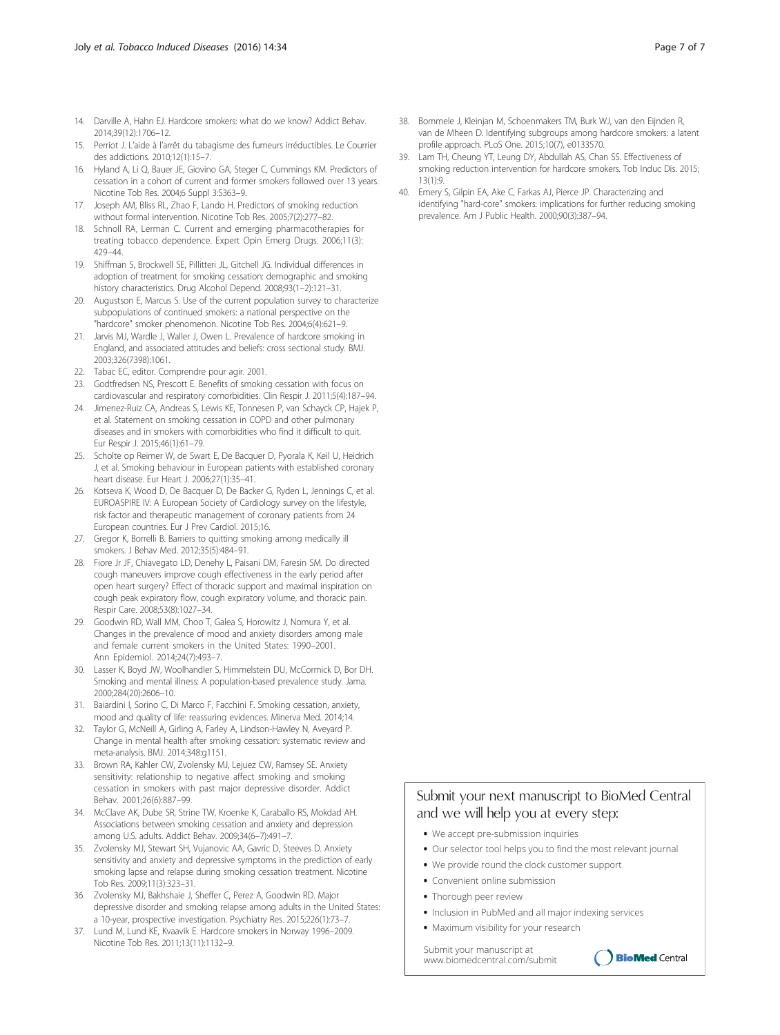14. Darville A, Hahn EJ. Hardcore smokers: what do we know? Addict Behav. 2014;39(12):1706–12.
15. Perriot J. L'aide à l'arrêt du tabagisme des fumeurs irréductibles. Le Courrier des addictions. 2010;12(1):15–7.
16. Hyland A, Li Q, Bauer JE, Giovino GA, Steger C, Cummings KM. Predictors of cessation in a cohort of current and former smokers followed over 13 years. Nicotine Tob Res. 2004;6 Suppl 3:S363–9.
17. Joseph AM, Bliss RL, Zhao F, Lando H. Predictors of smoking reduction without formal intervention. Nicotine Tob Res. 2005;7(2):277–82.
18. Schnoll RA, Lerman C. Current and emerging pharmacotherapies for treating tobacco dependence. Expert Opin Emerg Drugs. 2006;11(3): 429–44.
19. Shiffman S, Brockwell SE, Pillitteri JL, Gitchell JG. Individual differences in adoption of treatment for smoking cessation: demographic and smoking history characteristics. Drug Alcohol Depend. 2008;93(1–2):121–31.
20. Augustson E, Marcus S. Use of the current population survey to characterize subpopulations of continued smokers: a national perspective on the "hardcore" smoker phenomenon. Nicotine Tob Res. 2004;6(4):621–9.
21. Jarvis MJ, Wardle J, Waller J, Owen L. Prevalence of hardcore smoking in England, and associated attitudes and beliefs: cross sectional study. BMJ. 2003;326(7398):1061.
22. Tabac EC, editor. Comprendre pour agir. 2001.
23. Godtfredsen NS, Prescott E. Benefits of smoking cessation with focus on cardiovascular and respiratory comorbidities. Clin Respir J. 2011;5(4):187–94.
24. Jimenez-Ruiz CA, Andreas S, Lewis KE, Tonnesen P, van Schayck CP, Hajek P, et al. Statement on smoking cessation in COPD and other pulmonary diseases and in smokers with comorbidities who find it difficult to quit. Eur Respir J. 2015;46(1):61–79.
25. Scholte op Reimer W, de Swart E, De Bacquer D, Pyorala K, Keil U, Heidrich J, et al. Smoking behaviour in European patients with established coronary heart disease. Eur Heart J. 2006;27(1):35–41.
26. Kotseva K, Wood D, De Bacquer D, De Backer G, Ryden L, Jennings C, et al. EUROASPIRE IV: A European Society of Cardiology survey on the lifestyle, risk factor and therapeutic management of coronary patients from 24 European countries. Eur J Prev Cardiol. 2015;16.
27. Gregor K, Borrelli B. Barriers to quitting smoking among medically ill smokers. J Behav Med. 2012;35(5):484–91.
28. Fiore Jr JF, Chiavegato LD, Denehy L, Paisani DM, Faresin SM. Do directed cough maneuvers improve cough effectiveness in the early period after open heart surgery? Effect of thoracic support and maximal inspiration on cough peak expiratory flow, cough expiratory volume, and thoracic pain. Respir Care. 2008;53(8):1027–34.
29. Goodwin RD, Wall MM, Choo T, Galea S, Horowitz J, Nomura Y, et al. Changes in the prevalence of mood and anxiety disorders among male and female current smokers in the United States: 1990–2001. Ann Epidemiol. 2014;24(7):493–7.
30. Lasser K, Boyd JW, Woolhandler S, Himmelstein DU, McCormick D, Bor DH. Smoking and mental illness: A population-based prevalence study. Jama. 2000;284(20):2606–10.
31. Baiardini I, Sorino C, Di Marco F, Facchini F. Smoking cessation, anxiety, mood and quality of life: reassuring evidences. Minerva Med. 2014;14.
32. Taylor G, McNeill A, Girling A, Farley A, Lindson-Hawley N, Aveyard P. Change in mental health after smoking cessation: systematic review and meta-analysis. BMJ. 2014;348:g1151.
33. Brown RA, Kahler CW, Zvolensky MJ, Lejuez CW, Ramsey SE. Anxiety sensitivity: relationship to negative affect smoking and smoking cessation in smokers with past major depressive disorder. Addict Behav. 2001;26(6):887–99.
34. McClave AK, Dube SR, Strine TW, Kroenke K, Caraballo RS, Mokdad AH. Associations between smoking cessation and anxiety and depression among U.S. adults. Addict Behav. 2009;34(6–7):491–7.
35. Zvolensky MJ, Stewart SH, Vujanovic AA, Gavric D, Steeves D. Anxiety sensitivity and anxiety and depressive symptoms in the prediction of early smoking lapse and relapse during smoking cessation treatment. Nicotine Tob Res. 2009;11(3):323–31.
36. Zvolensky MJ, Bakhshaie J, Sheffer C, Perez A, Goodwin RD. Major depressive disorder and smoking relapse among adults in the United States: a 10-year, prospective investigation. Psychiatry Res. 2015;226(1):73–7.
37. Lund M, Lund KE, Kvaavik E. Hardcore smokers in Norway 1996–2009. Nicotine Tob Res. 2011;13(11):1132–9.
38. Bommele J, Kleinjan M, Schoenmakers TM, Burk WJ, van den Eijnden R, van de Mheen D. Identifying subgroups among hardcore smokers: a latent profile approach. PLoS One. 2015;10(7), e0133570.
39. Lam TH, Cheung YT, Leung DY, Abdullah AS, Chan SS. Effectiveness of smoking reduction intervention for hardcore smokers. Tob Induc Dis. 2015; 13(1):9.
40. Emery S, Gilpin EA, Ake C, Farkas AJ, Pierce JP. Characterizing and identifying "hard-core" smokers: implications for further reducing smoking prevalence. Am J Public Health. 2000;90(3):387–94.

Submit your next manuscript to BioMed Central and we will help you at every step:

- We accept pre-submission inquiries
- Our selector tool helps you to find the most relevant journal
- We provide round the clock customer support
- Convenient online submission
- Thorough peer review
- Inclusion in PubMed and all major indexing services
- Maximum visibility for your research

Submit your manuscript at
www.biomedcentral.com/submit

BioMed Central